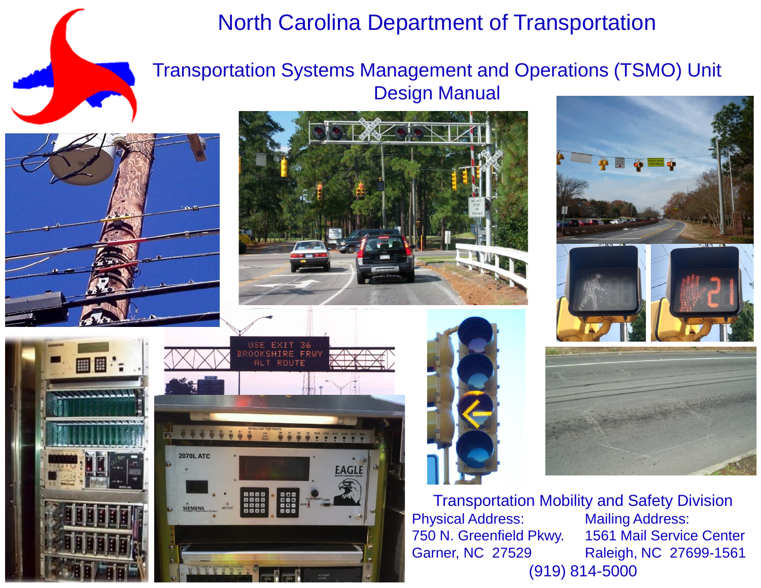# North Carolina Department of Transportation

## Transportation Systems Management and Operations (TSMO) Unit Design Manual

### Transportation Mobility and Safety Division

| Physical Address: | Mailing Address: |
| --- | --- |
| 750 N. Greenfield Pkwy. | 1561 Mail Service Center |
| Garner, NC 27529 | Raleigh, NC 27699-1561 |

(919) 814-5000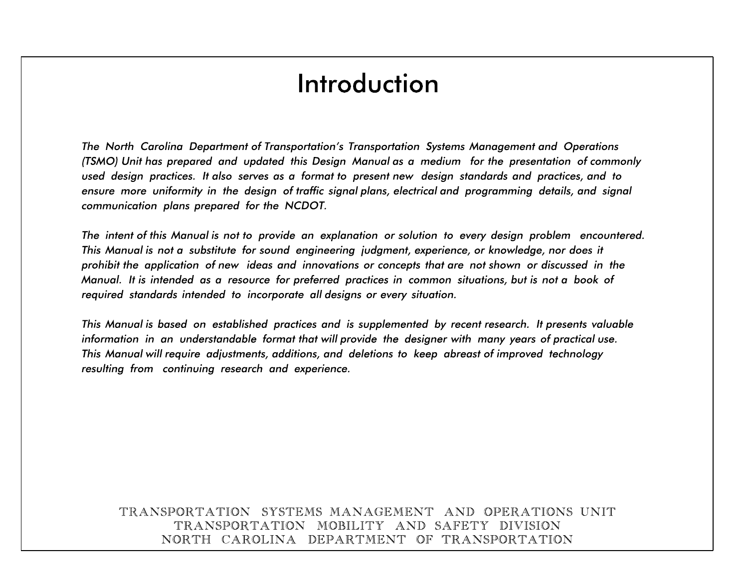# Introduction

*The North Carolina Department of Transportation's Transportation Systems Management and Operations (TSMO) Unit has prepared and updated this Design Manual as a medium for the presentation of commonly used design practices. It also serves as a format to present new design standards and practices, and to ensure more uniformity in the design of traffic signal plans, electrical and programming details, and signal communication plans prepared for the NCDOT.*

*The intent of this Manual is not to provide an explanation or solution to every design problem encountered. This Manual is not a substitute for sound engineering judgment, experience, or knowledge, nor does it prohibit the application of new ideas and innovations or concepts that are not shown or discussed in the Manual. It is intended as a resource for preferred practices in common situations, but is not a book of required standards intended to incorporate all designs or every situation.*

*This Manual is based on established practices and is supplemented by recent research. It presents valuable information in an understandable format that will provide the designer with many years of practical use. This Manual will require adjustments, additions, and deletions to keep abreast of improved technology resulting from continuing research and experience.*

TRANSPORTATION SYSTEMS MANAGEMENT AND OPERATIONS UNIT
TRANSPORTATION MOBILITY AND SAFETY DIVISION
NORTH CAROLINA DEPARTMENT OF TRANSPORTATION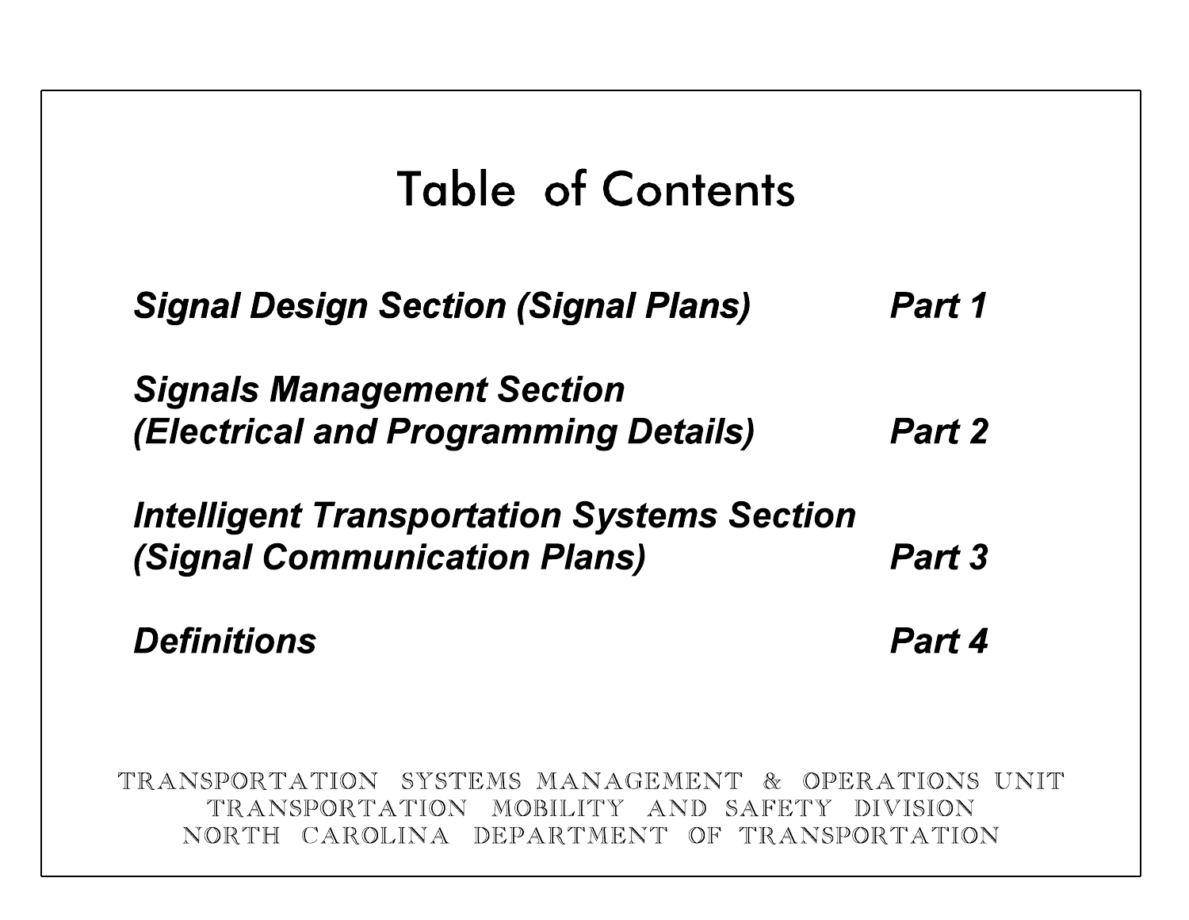# Table of Contents

| | |
|---|---|
| ***Signal Design Section (Signal Plans)*** | ***Part 1*** |
| ***Signals Management Section (Electrical and Programming Details)*** | ***Part 2*** |
| ***Intelligent Transportation Systems Section (Signal Communication Plans)*** | ***Part 3*** |
| ***Definitions*** | ***Part 4*** |

TRANSPORTATION SYSTEMS MANAGEMENT & OPERATIONS UNIT
TRANSPORTATION MOBILITY AND SAFETY DIVISION
NORTH CAROLINA DEPARTMENT OF TRANSPORTATION